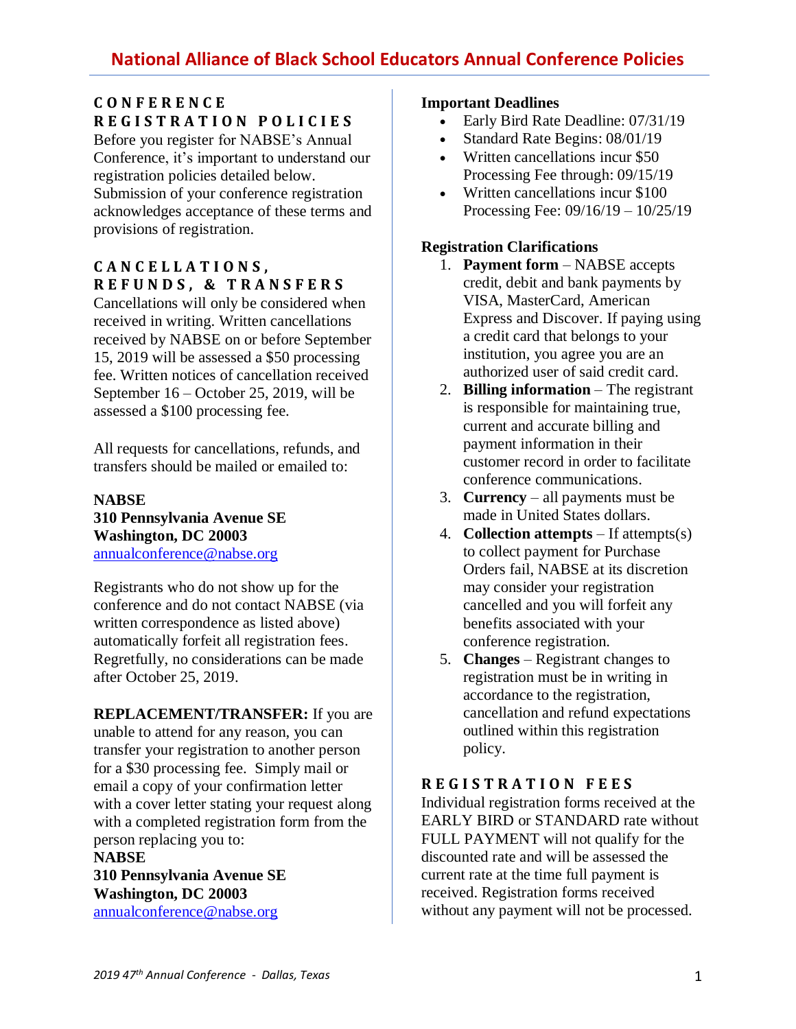# National Alliance of Black School Educators Annual Conference Policies

## CONFERENCE REGISTRATION POLICIES

Before you register for NABSE's Annual Conference, it's important to understand our registration policies detailed below. Submission of your conference registration acknowledges acceptance of these terms and provisions of registration.

## CANCELLATIONS, REFUNDS, & TRANSFERS

Cancellations will only be considered when received in writing. Written cancellations received by NABSE on or before September 15, 2019 will be assessed a $50 processing fee. Written notices of cancellation received September 16 – October 25, 2019, will be assessed a $100 processing fee.

All requests for cancellations, refunds, and transfers should be mailed or emailed to:

**NABSE**
**310 Pennsylvania Avenue SE**
**Washington, DC 20003**
annualconference@nabse.org

Registrants who do not show up for the conference and do not contact NABSE (via written correspondence as listed above) automatically forfeit all registration fees. Regretfully, no considerations can be made after October 25, 2019.

**REPLACEMENT/TRANSFER:** If you are unable to attend for any reason, you can transfer your registration to another person for a $30 processing fee. Simply mail or email a copy of your confirmation letter with a cover letter stating your request along with a completed registration form from the person replacing you to:

**NABSE**
**310 Pennsylvania Avenue SE**
**Washington, DC 20003**
annualconference@nabse.org

### Important Deadlines

- Early Bird Rate Deadline: 07/31/19
- Standard Rate Begins: 08/01/19
- Written cancellations incur $50 Processing Fee through: 09/15/19
- Written cancellations incur $100 Processing Fee: 09/16/19 – 10/25/19

### Registration Clarifications

1. **Payment form** – NABSE accepts credit, debit and bank payments by VISA, MasterCard, American Express and Discover. If paying using a credit card that belongs to your institution, you agree you are an authorized user of said credit card.
2. **Billing information** – The registrant is responsible for maintaining true, current and accurate billing and payment information in their customer record in order to facilitate conference communications.
3. **Currency** – all payments must be made in United States dollars.
4. **Collection attempts** – If attempts(s) to collect payment for Purchase Orders fail, NABSE at its discretion may consider your registration cancelled and you will forfeit any benefits associated with your conference registration.
5. **Changes** – Registrant changes to registration must be in writing in accordance to the registration, cancellation and refund expectations outlined within this registration policy.

## REGISTRATION FEES

Individual registration forms received at the EARLY BIRD or STANDARD rate without FULL PAYMENT will not qualify for the discounted rate and will be assessed the current rate at the time full payment is received. Registration forms received without any payment will not be processed.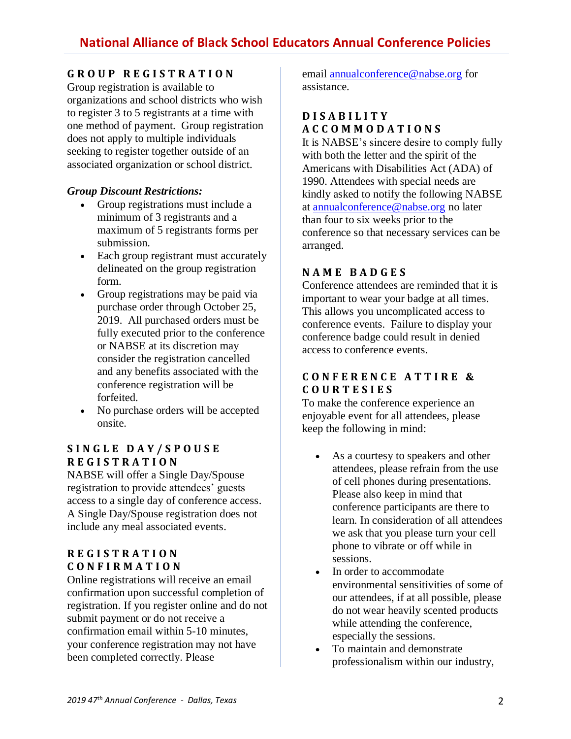## GROUP REGISTRATION

Group registration is available to organizations and school districts who wish to register 3 to 5 registrants at a time with one method of payment. Group registration does not apply to multiple individuals seeking to register together outside of an associated organization or school district.

***Group Discount Restrictions:***

- Group registrations must include a minimum of 3 registrants and a maximum of 5 registrants forms per submission.
- Each group registrant must accurately delineated on the group registration form.
- Group registrations may be paid via purchase order through October 25, 2019. All purchased orders must be fully executed prior to the conference or NABSE at its discretion may consider the registration cancelled and any benefits associated with the conference registration will be forfeited.
- No purchase orders will be accepted onsite.

## SINGLE DAY/SPOUSE REGISTRATION

NABSE will offer a Single Day/Spouse registration to provide attendees' guests access to a single day of conference access. A Single Day/Spouse registration does not include any meal associated events.

## REGISTRATION CONFIRMATION

Online registrations will receive an email confirmation upon successful completion of registration. If you register online and do not submit payment or do not receive a confirmation email within 5-10 minutes, your conference registration may not have been completed correctly. Please email annualconference@nabse.org for assistance.

## DISABILITY ACCOMMODATIONS

It is NABSE's sincere desire to comply fully with both the letter and the spirit of the Americans with Disabilities Act (ADA) of 1990. Attendees with special needs are kindly asked to notify the following NABSE at annualconference@nabse.org no later than four to six weeks prior to the conference so that necessary services can be arranged.

## NAME BADGES

Conference attendees are reminded that it is important to wear your badge at all times. This allows you uncomplicated access to conference events. Failure to display your conference badge could result in denied access to conference events.

## CONFERENCE ATTIRE & COURTESIES

To make the conference experience an enjoyable event for all attendees, please keep the following in mind:

- As a courtesy to speakers and other attendees, please refrain from the use of cell phones during presentations. Please also keep in mind that conference participants are there to learn. In consideration of all attendees we ask that you please turn your cell phone to vibrate or off while in sessions.
- In order to accommodate environmental sensitivities of some of our attendees, if at all possible, please do not wear heavily scented products while attending the conference, especially the sessions.
- To maintain and demonstrate professionalism within our industry,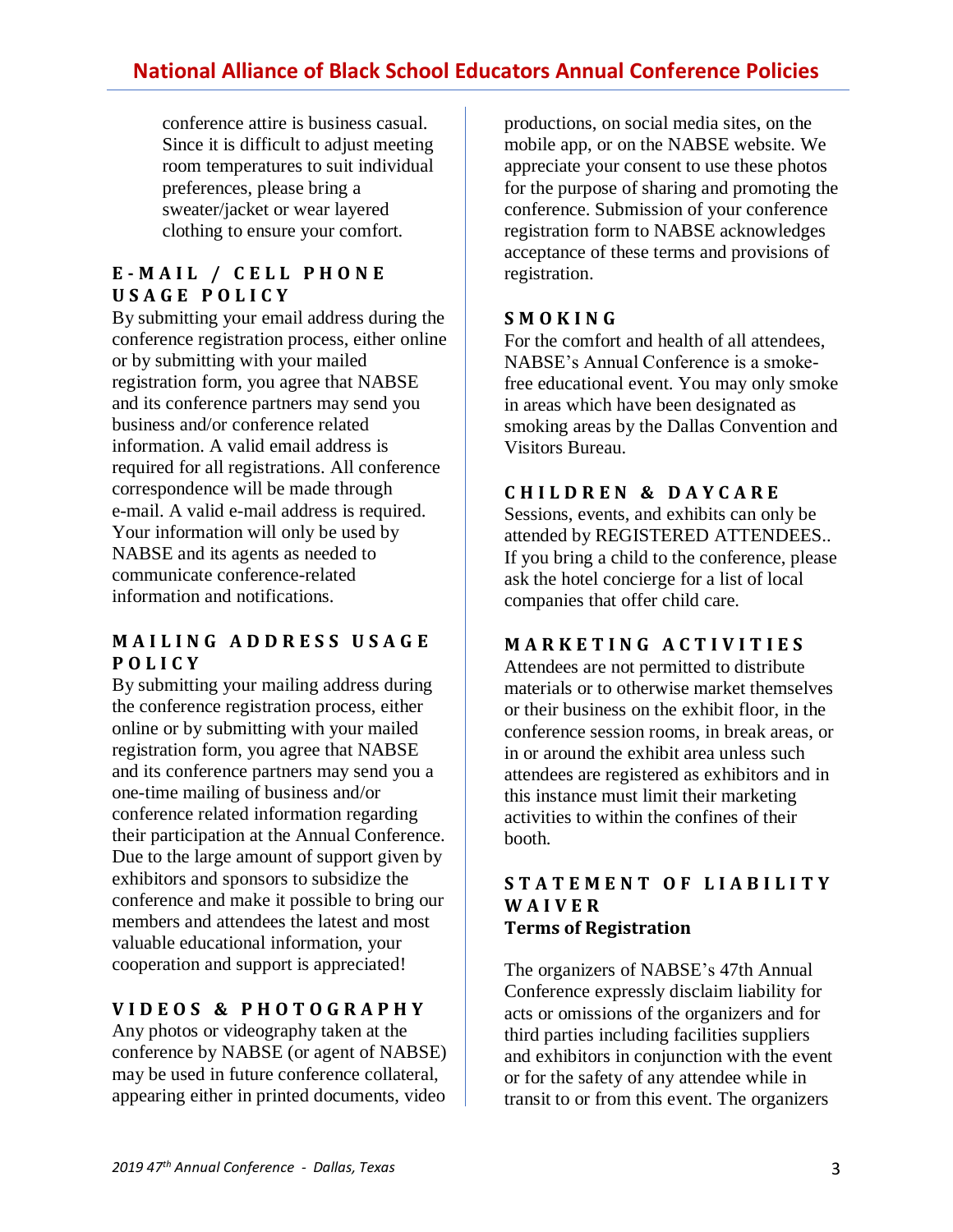conference attire is business casual. Since it is difficult to adjust meeting room temperatures to suit individual preferences, please bring a sweater/jacket or wear layered clothing to ensure your comfort.

### E-MAIL / CELL PHONE USAGE POLICY

By submitting your email address during the conference registration process, either online or by submitting with your mailed registration form, you agree that NABSE and its conference partners may send you business and/or conference related information. A valid email address is required for all registrations. All conference correspondence will be made through e-mail. A valid e-mail address is required. Your information will only be used by NABSE and its agents as needed to communicate conference-related information and notifications.

### MAILING ADDRESS USAGE POLICY

By submitting your mailing address during the conference registration process, either online or by submitting with your mailed registration form, you agree that NABSE and its conference partners may send you a one-time mailing of business and/or conference related information regarding their participation at the Annual Conference. Due to the large amount of support given by exhibitors and sponsors to subsidize the conference and make it possible to bring our members and attendees the latest and most valuable educational information, your cooperation and support is appreciated!

### VIDEOS & PHOTOGRAPHY

Any photos or videography taken at the conference by NABSE (or agent of NABSE) may be used in future conference collateral, appearing either in printed documents, video productions, on social media sites, on the mobile app, or on the NABSE website. We appreciate your consent to use these photos for the purpose of sharing and promoting the conference. Submission of your conference registration form to NABSE acknowledges acceptance of these terms and provisions of registration.

### SMOKING

For the comfort and health of all attendees, NABSE's Annual Conference is a smoke-free educational event. You may only smoke in areas which have been designated as smoking areas by the Dallas Convention and Visitors Bureau.

### CHILDREN & DAYCARE

Sessions, events, and exhibits can only be attended by REGISTERED ATTENDEES.. If you bring a child to the conference, please ask the hotel concierge for a list of local companies that offer child care.

### MARKETING ACTIVITIES

Attendees are not permitted to distribute materials or to otherwise market themselves or their business on the exhibit floor, in the conference session rooms, in break areas, or in or around the exhibit area unless such attendees are registered as exhibitors and in this instance must limit their marketing activities to within the confines of their booth.

### STATEMENT OF LIABILITY WAIVER

**Terms of Registration**

The organizers of NABSE's 47th Annual Conference expressly disclaim liability for acts or omissions of the organizers and for third parties including facilities suppliers and exhibitors in conjunction with the event or for the safety of any attendee while in transit to or from this event. The organizers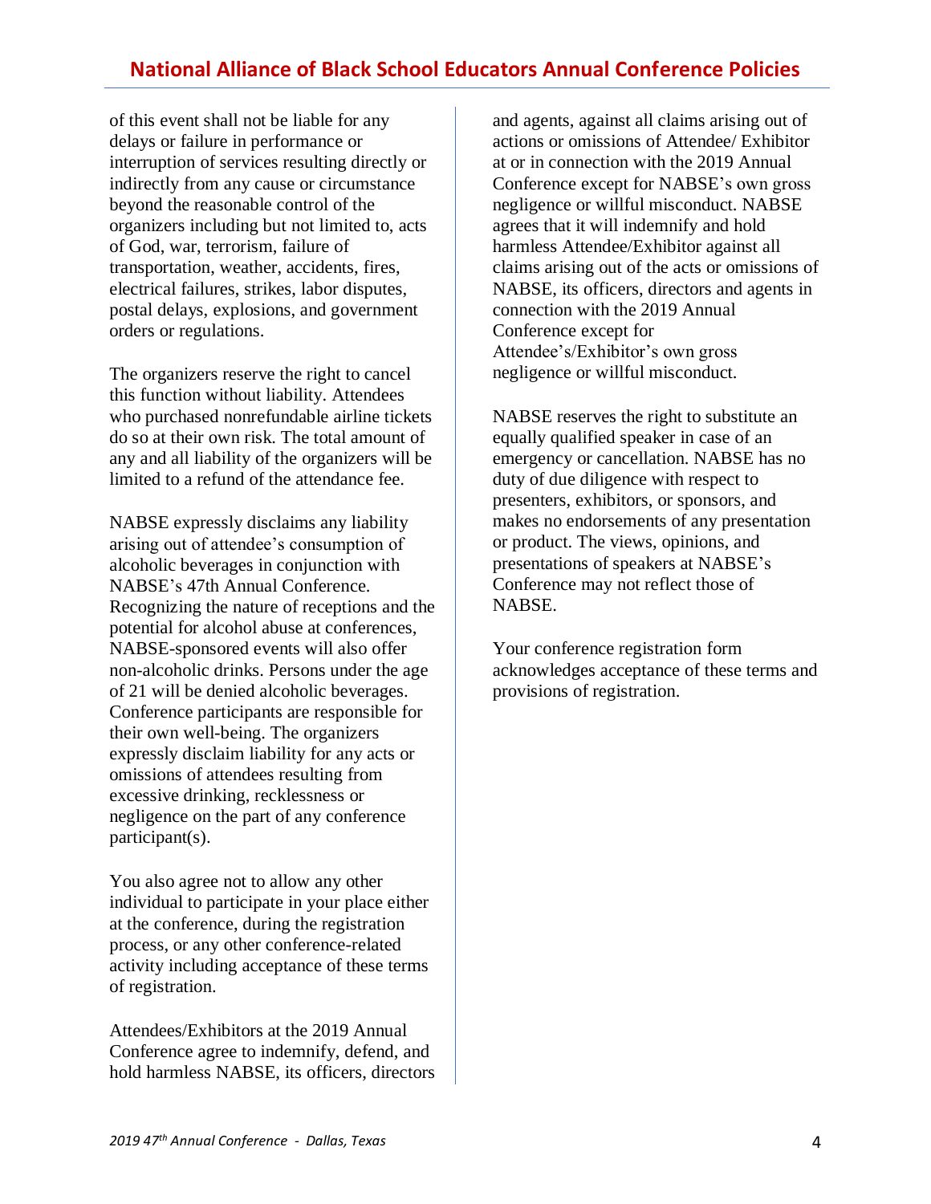of this event shall not be liable for any delays or failure in performance or interruption of services resulting directly or indirectly from any cause or circumstance beyond the reasonable control of the organizers including but not limited to, acts of God, war, terrorism, failure of transportation, weather, accidents, fires, electrical failures, strikes, labor disputes, postal delays, explosions, and government orders or regulations.

The organizers reserve the right to cancel this function without liability. Attendees who purchased nonrefundable airline tickets do so at their own risk. The total amount of any and all liability of the organizers will be limited to a refund of the attendance fee.

NABSE expressly disclaims any liability arising out of attendee's consumption of alcoholic beverages in conjunction with NABSE's 47th Annual Conference. Recognizing the nature of receptions and the potential for alcohol abuse at conferences, NABSE-sponsored events will also offer non-alcoholic drinks. Persons under the age of 21 will be denied alcoholic beverages. Conference participants are responsible for their own well-being. The organizers expressly disclaim liability for any acts or omissions of attendees resulting from excessive drinking, recklessness or negligence on the part of any conference participant(s).

You also agree not to allow any other individual to participate in your place either at the conference, during the registration process, or any other conference-related activity including acceptance of these terms of registration.

Attendees/Exhibitors at the 2019 Annual Conference agree to indemnify, defend, and hold harmless NABSE, its officers, directors and agents, against all claims arising out of actions or omissions of Attendee/ Exhibitor at or in connection with the 2019 Annual Conference except for NABSE's own gross negligence or willful misconduct. NABSE agrees that it will indemnify and hold harmless Attendee/Exhibitor against all claims arising out of the acts or omissions of NABSE, its officers, directors and agents in connection with the 2019 Annual Conference except for Attendee's/Exhibitor's own gross negligence or willful misconduct.

NABSE reserves the right to substitute an equally qualified speaker in case of an emergency or cancellation. NABSE has no duty of due diligence with respect to presenters, exhibitors, or sponsors, and makes no endorsements of any presentation or product. The views, opinions, and presentations of speakers at NABSE's Conference may not reflect those of NABSE.

Your conference registration form acknowledges acceptance of these terms and provisions of registration.